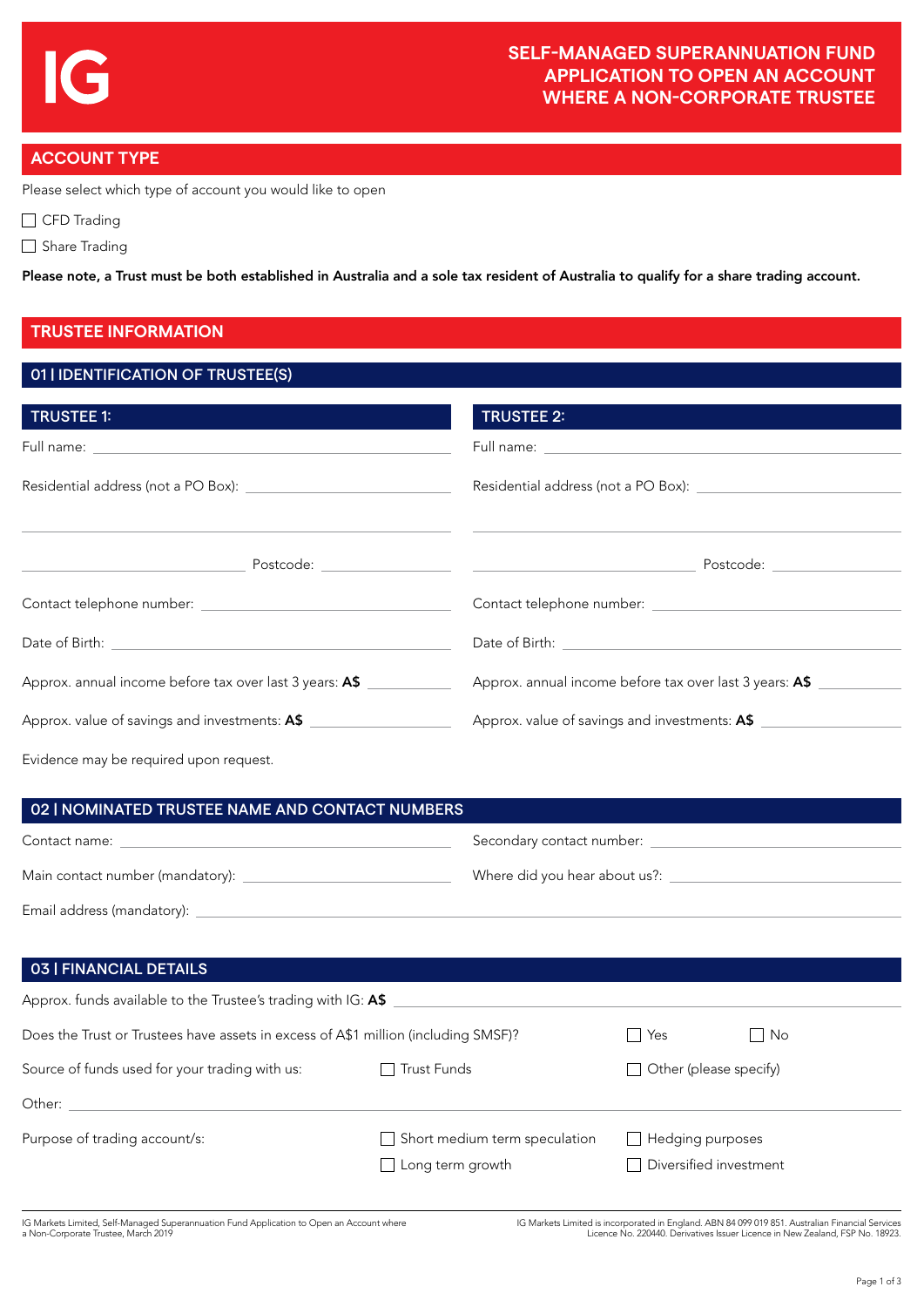IG

# SELF-MANAGED SUPERANNUATION FUND APPLICATION TO OPEN AN ACCOUNT WHERE A NON-CORPORATE TRUSTEE

## ACCOUNT TYPE

Please select which type of account you would like to open

☐ CFD Trading

☐ Share Trading

**Please note, a Trust must be both established in Australia and a sole tax resident of Australia to qualify for a share trading account.**

## TRUSTEE INFORMATION

### 01 | IDENTIFICATION OF TRUSTEE(S)

| TRUSTEE 1: | TRUSTEE 2: |
|---|---|
| Full name: ______________________ | Full name: ______________________ |
| Residential address (not a PO Box): ______________________ | Residential address (not a PO Box): ______________________ |
| ______________________ | ______________________ |
| ______________ Postcode: __________ | ______________ Postcode: __________ |
| Contact telephone number: ______________________ | Contact telephone number: ______________________ |
| Date of Birth: ______________________ | Date of Birth: ______________________ |
| Approx. annual income before tax over last 3 years: **A$** __________ | Approx. annual income before tax over last 3 years: **A$** __________ |
| Approx. value of savings and investments: **A$** __________ | Approx. value of savings and investments: **A$** __________ |

Evidence may be required upon request.

### 02 | NOMINATED TRUSTEE NAME AND CONTACT NUMBERS

Contact name: ______________________

Secondary contact number: ______________________

Main contact number (mandatory): ______________________

Where did you hear about us?: ______________________

Email address (mandatory): ______________________

### 03 | FINANCIAL DETAILS

Approx. funds available to the Trustee's trading with IG: **A$** ______________________

Does the Trust or Trustees have assets in excess of A$1 million (including SMSF)? ☐ Yes ☐ No

Source of funds used for your trading with us: ☐ Trust Funds ☐ Other (please specify)

Other: ______________________

Purpose of trading account/s:

☐ Short medium term speculation

☐ Hedging purposes

☐ Long term growth

☐ Diversified investment

IG Markets Limited, Self-Managed Superannuation Fund Application to Open an Account where a Non-Corporate Trustee, March 2019

IG Markets Limited is incorporated in England. ABN 84 099 019 851. Australian Financial Services Licence No. 220440. Derivatives Issuer Licence in New Zealand, FSP No. 18923.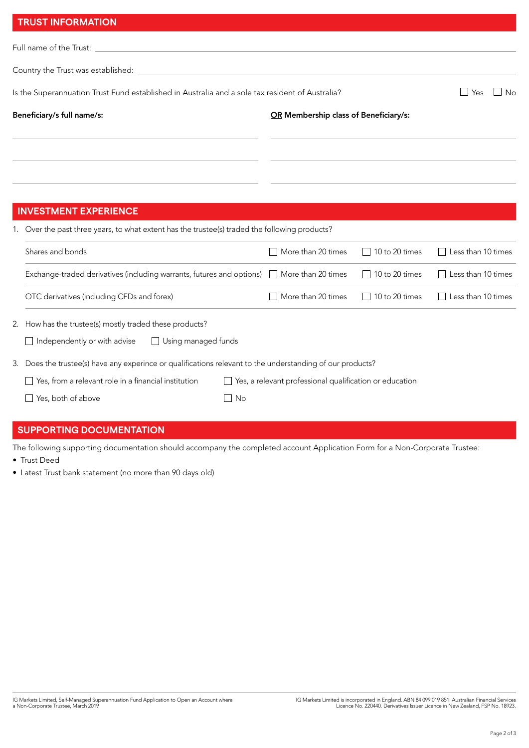## TRUST INFORMATION

Full name of the Trust: ______________________________

Country the Trust was established: ______________________________

Is the Superannuation Trust Fund established in Australia and a sole tax resident of Australia? ☐ Yes ☐ No

| **Beneficiary/s full name/s:** | **OR Membership class of Beneficiary/s:** |
|---|---|
| | |
| | |
| | |

## INVESTMENT EXPERIENCE

1. Over the past three years, to what extent has the trustee(s) traded the following products?

| | | | |
|---|---|---|---|
| Shares and bonds | ☐ More than 20 times | ☐ 10 to 20 times | ☐ Less than 10 times |
| Exchange-traded derivatives (including warrants, futures and options) | ☐ More than 20 times | ☐ 10 to 20 times | ☐ Less than 10 times |
| OTC derivatives (including CFDs and forex) | ☐ More than 20 times | ☐ 10 to 20 times | ☐ Less than 10 times |

2. How has the trustee(s) mostly traded these products?

   ☐ Independently or with advise ☐ Using managed funds

3. Does the trustee(s) have any experince or qualifications relevant to the understanding of our products?

   ☐ Yes, from a relevant role in a financial institution ☐ Yes, a relevant professional qualification or education

   ☐ Yes, both of above ☐ No

## SUPPORTING DOCUMENTATION

The following supporting documentation should accompany the completed account Application Form for a Non-Corporate Trustee:

- Trust Deed
- Latest Trust bank statement (no more than 90 days old)

IG Markets Limited, Self-Managed Superannuation Fund Application to Open an Account where a Non-Corporate Trustee, March 2019

IG Markets Limited is incorporated in England. ABN 84 099 019 851. Australian Financial Services Licence No. 220440. Derivatives Issuer Licence in New Zealand, FSP No. 18923.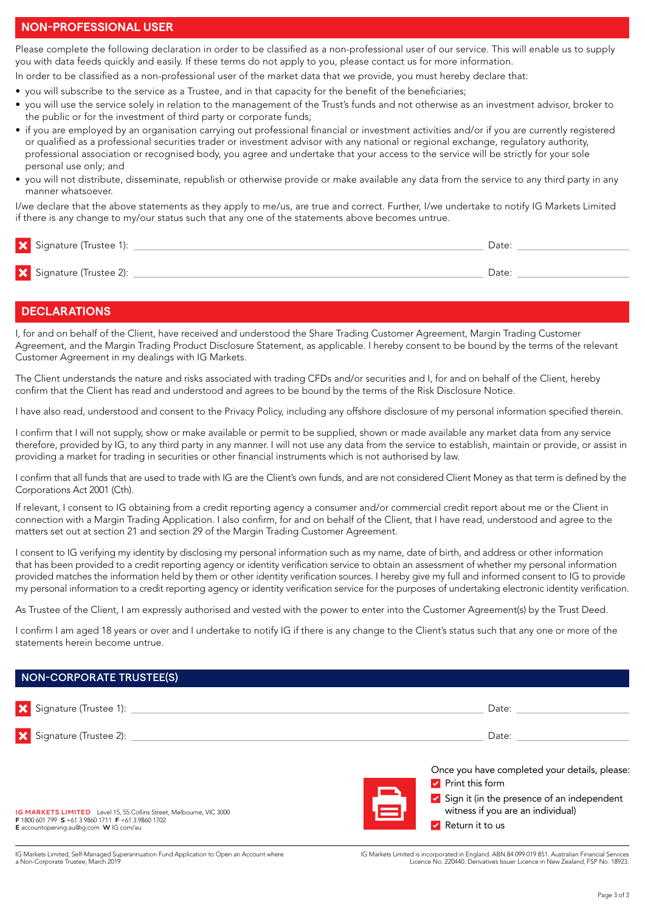## NON-PROFESSIONAL USER

Please complete the following declaration in order to be classified as a non-professional user of our service. This will enable us to supply you with data feeds quickly and easily. If these terms do not apply to you, please contact us for more information.

In order to be classified as a non-professional user of the market data that we provide, you must hereby declare that:

- you will subscribe to the service as a Trustee, and in that capacity for the benefit of the beneficiaries;
- you will use the service solely in relation to the management of the Trust's funds and not otherwise as an investment advisor, broker to the public or for the investment of third party or corporate funds;
- if you are employed by an organisation carrying out professional financial or investment activities and/or if you are currently registered or qualified as a professional securities trader or investment advisor with any national or regional exchange, regulatory authority, professional association or recognised body, you agree and undertake that your access to the service will be strictly for your sole personal use only; and
- you will not distribute, disseminate, republish or otherwise provide or make available any data from the service to any third party in any manner whatsoever.

I/we declare that the above statements as they apply to me/us, are true and correct. Further, I/we undertake to notify IG Markets Limited if there is any change to my/our status such that any one of the statements above becomes untrue.

Signature (Trustee 1): ______________________ Date: __________

Signature (Trustee 2): ______________________ Date: __________

## DECLARATIONS

I, for and on behalf of the Client, have received and understood the Share Trading Customer Agreement, Margin Trading Customer Agreement, and the Margin Trading Product Disclosure Statement, as applicable. I hereby consent to be bound by the terms of the relevant Customer Agreement in my dealings with IG Markets.

The Client understands the nature and risks associated with trading CFDs and/or securities and I, for and on behalf of the Client, hereby confirm that the Client has read and understood and agrees to be bound by the terms of the Risk Disclosure Notice.

I have also read, understood and consent to the Privacy Policy, including any offshore disclosure of my personal information specified therein.

I confirm that I will not supply, show or make available or permit to be supplied, shown or made available any market data from any service therefore, provided by IG, to any third party in any manner. I will not use any data from the service to establish, maintain or provide, or assist in providing a market for trading in securities or other financial instruments which is not authorised by law.

I confirm that all funds that are used to trade with IG are the Client's own funds, and are not considered Client Money as that term is defined by the Corporations Act 2001 (Cth).

If relevant, I consent to IG obtaining from a credit reporting agency a consumer and/or commercial credit report about me or the Client in connection with a Margin Trading Application. I also confirm, for and on behalf of the Client, that I have read, understood and agree to the matters set out at section 21 and section 29 of the Margin Trading Customer Agreement.

I consent to IG verifying my identity by disclosing my personal information such as my name, date of birth, and address or other information that has been provided to a credit reporting agency or identity verification service to obtain an assessment of whether my personal information provided matches the information held by them or other identity verification sources. I hereby give my full and informed consent to IG to provide my personal information to a credit reporting agency or identity verification service for the purposes of undertaking electronic identity verification.

As Trustee of the Client, I am expressly authorised and vested with the power to enter into the Customer Agreement(s) by the Trust Deed.

I confirm I am aged 18 years or over and I undertake to notify IG if there is any change to the Client's status such that any one or more of the statements herein become untrue.

## NON-CORPORATE TRUSTEE(S)

Signature (Trustee 1): ______________________ Date: __________

Signature (Trustee 2): ______________________ Date: __________

Once you have completed your details, please:

- Print this form
- Sign it (in the presence of an independent witness if you are an individual)
- Return it to us

**IG MARKETS LIMITED** Level 15, 55 Collins Street, Melbourne, VIC 3000
**F** 1800 601 799 **S** +61 3 9860 1711 **F** +61 3 9860 1702
**E** accountopening.au@ig.com **W** IG.com/au

IG Markets Limited, Self-Managed Superannuation Fund Application to Open an Account where a Non-Corporate Trustee, March 2019

IG Markets Limited is incorporated in England. ABN 84 099 019 851. Australian Financial Services Licence No. 220440. Derivatives Issuer Licence in New Zealand, FSP No. 18923.